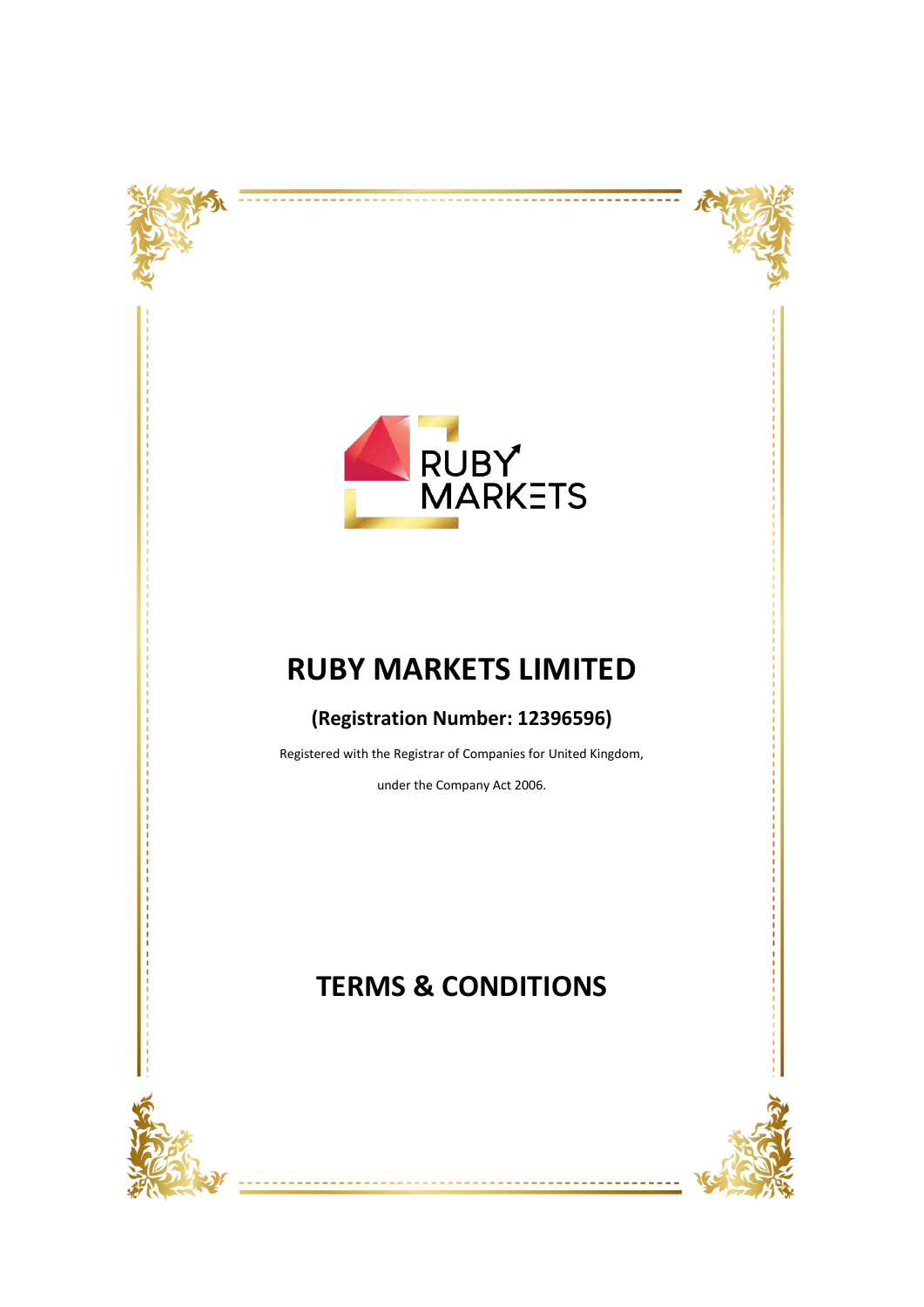RUBY MARKETS

# RUBY MARKETS LIMITED

**(Registration Number: 12396596)**

Registered with the Registrar of Companies for United Kingdom,

under the Company Act 2006.

# TERMS & CONDITIONS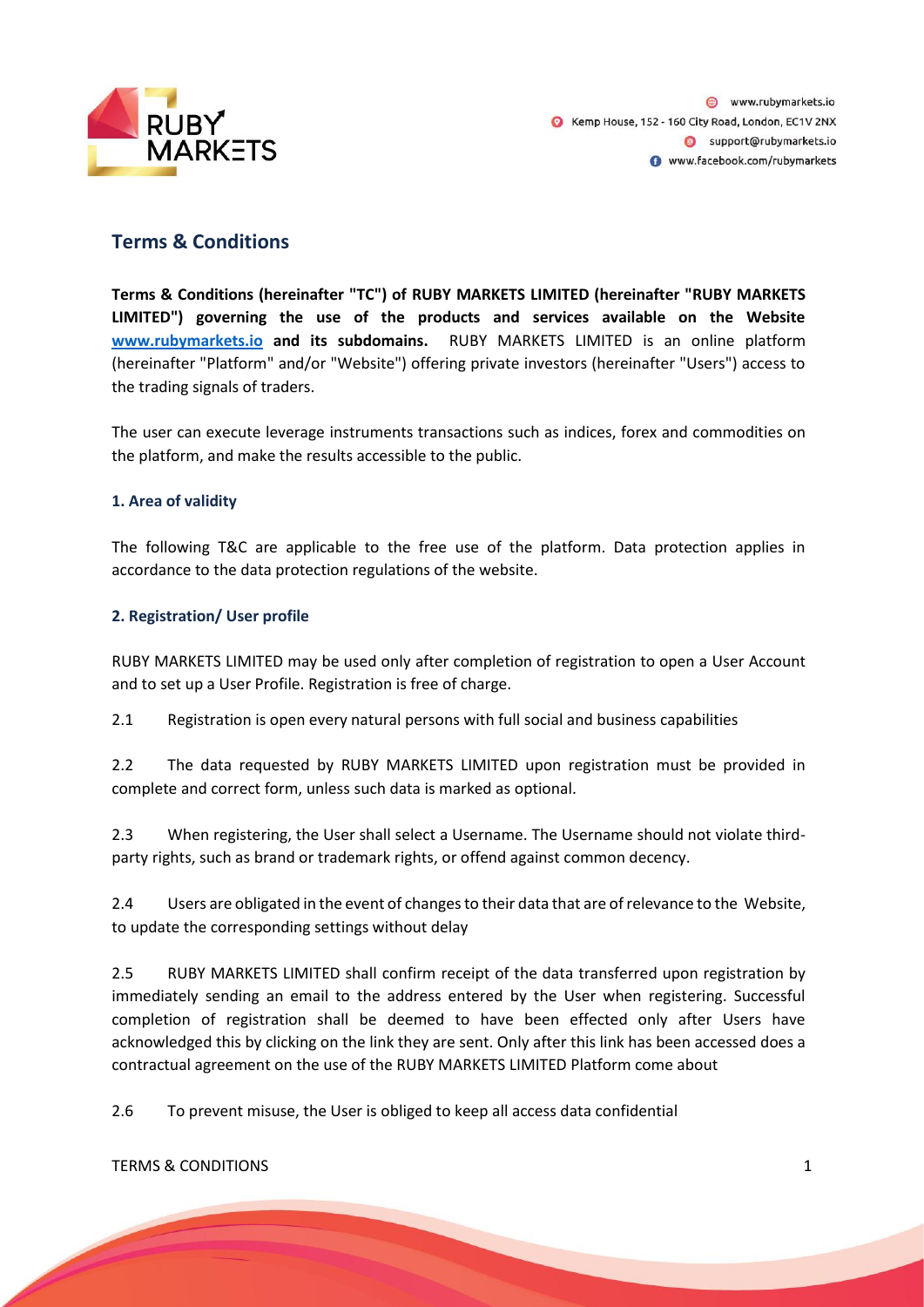## Terms & Conditions

**Terms & Conditions (hereinafter "TC") of RUBY MARKETS LIMITED (hereinafter "RUBY MARKETS LIMITED") governing the use of the products and services available on the Website [www.rubymarkets.io](http://www.rubymarkets.io) and its subdomains.** RUBY MARKETS LIMITED is an online platform (hereinafter "Platform" and/or "Website") offering private investors (hereinafter "Users") access to the trading signals of traders.

The user can execute leverage instruments transactions such as indices, forex and commodities on the platform, and make the results accessible to the public.

#### 1. Area of validity

The following T&C are applicable to the free use of the platform. Data protection applies in accordance to the data protection regulations of the website.

#### 2. Registration/ User profile

RUBY MARKETS LIMITED may be used only after completion of registration to open a User Account and to set up a User Profile. Registration is free of charge.

2.1 Registration is open every natural persons with full social and business capabilities

2.2 The data requested by RUBY MARKETS LIMITED upon registration must be provided in complete and correct form, unless such data is marked as optional.

2.3 When registering, the User shall select a Username. The Username should not violate third-party rights, such as brand or trademark rights, or offend against common decency.

2.4 Users are obligated in the event of changes to their data that are of relevance to the Website, to update the corresponding settings without delay

2.5 RUBY MARKETS LIMITED shall confirm receipt of the data transferred upon registration by immediately sending an email to the address entered by the User when registering. Successful completion of registration shall be deemed to have been effected only after Users have acknowledged this by clicking on the link they are sent. Only after this link has been accessed does a contractual agreement on the use of the RUBY MARKETS LIMITED Platform come about

2.6 To prevent misuse, the User is obliged to keep all access data confidential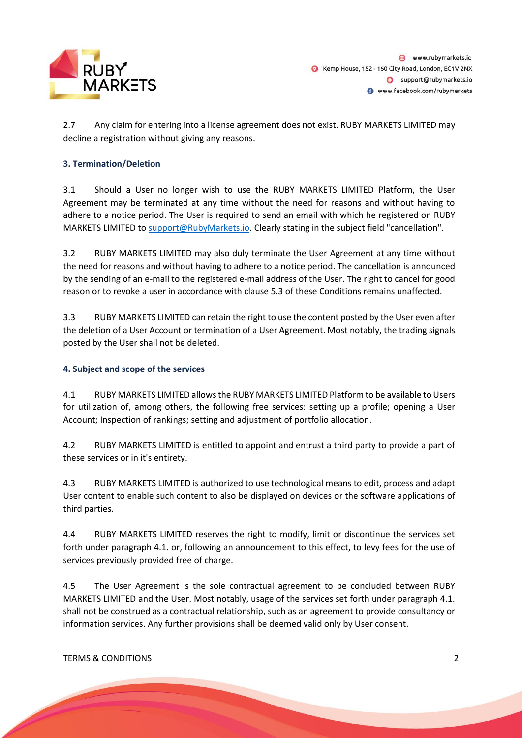2.7 Any claim for entering into a license agreement does not exist. RUBY MARKETS LIMITED may decline a registration without giving any reasons.

### 3. Termination/Deletion

3.1 Should a User no longer wish to use the RUBY MARKETS LIMITED Platform, the User Agreement may be terminated at any time without the need for reasons and without having to adhere to a notice period. The User is required to send an email with which he registered on RUBY MARKETS LIMITED to support@RubyMarkets.io. Clearly stating in the subject field "cancellation".

3.2 RUBY MARKETS LIMITED may also duly terminate the User Agreement at any time without the need for reasons and without having to adhere to a notice period. The cancellation is announced by the sending of an e-mail to the registered e-mail address of the User. The right to cancel for good reason or to revoke a user in accordance with clause 5.3 of these Conditions remains unaffected.

3.3 RUBY MARKETS LIMITED can retain the right to use the content posted by the User even after the deletion of a User Account or termination of a User Agreement. Most notably, the trading signals posted by the User shall not be deleted.

### 4. Subject and scope of the services

4.1 RUBY MARKETS LIMITED allows the RUBY MARKETS LIMITED Platform to be available to Users for utilization of, among others, the following free services: setting up a profile; opening a User Account; Inspection of rankings; setting and adjustment of portfolio allocation.

4.2 RUBY MARKETS LIMITED is entitled to appoint and entrust a third party to provide a part of these services or in it's entirety.

4.3 RUBY MARKETS LIMITED is authorized to use technological means to edit, process and adapt User content to enable such content to also be displayed on devices or the software applications of third parties.

4.4 RUBY MARKETS LIMITED reserves the right to modify, limit or discontinue the services set forth under paragraph 4.1. or, following an announcement to this effect, to levy fees for the use of services previously provided free of charge.

4.5 The User Agreement is the sole contractual agreement to be concluded between RUBY MARKETS LIMITED and the User. Most notably, usage of the services set forth under paragraph 4.1. shall not be construed as a contractual relationship, such as an agreement to provide consultancy or information services. Any further provisions shall be deemed valid only by User consent.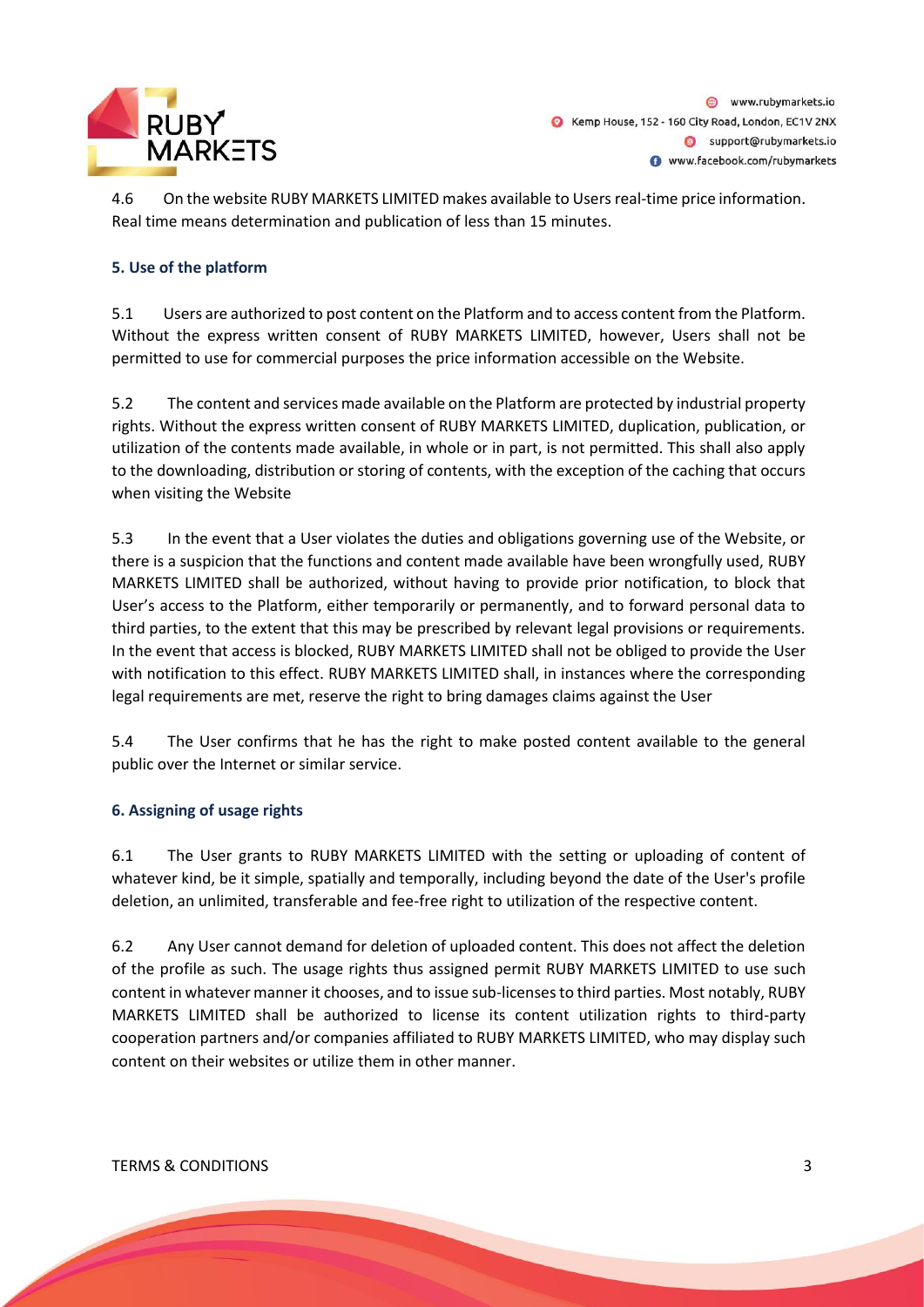4.6 On the website RUBY MARKETS LIMITED makes available to Users real-time price information. Real time means determination and publication of less than 15 minutes.

## 5. Use of the platform

5.1 Users are authorized to post content on the Platform and to access content from the Platform. Without the express written consent of RUBY MARKETS LIMITED, however, Users shall not be permitted to use for commercial purposes the price information accessible on the Website.

5.2 The content and services made available on the Platform are protected by industrial property rights. Without the express written consent of RUBY MARKETS LIMITED, duplication, publication, or utilization of the contents made available, in whole or in part, is not permitted. This shall also apply to the downloading, distribution or storing of contents, with the exception of the caching that occurs when visiting the Website

5.3 In the event that a User violates the duties and obligations governing use of the Website, or there is a suspicion that the functions and content made available have been wrongfully used, RUBY MARKETS LIMITED shall be authorized, without having to provide prior notification, to block that User's access to the Platform, either temporarily or permanently, and to forward personal data to third parties, to the extent that this may be prescribed by relevant legal provisions or requirements. In the event that access is blocked, RUBY MARKETS LIMITED shall not be obliged to provide the User with notification to this effect. RUBY MARKETS LIMITED shall, in instances where the corresponding legal requirements are met, reserve the right to bring damages claims against the User

5.4 The User confirms that he has the right to make posted content available to the general public over the Internet or similar service.

## 6. Assigning of usage rights

6.1 The User grants to RUBY MARKETS LIMITED with the setting or uploading of content of whatever kind, be it simple, spatially and temporally, including beyond the date of the User's profile deletion, an unlimited, transferable and fee-free right to utilization of the respective content.

6.2 Any User cannot demand for deletion of uploaded content. This does not affect the deletion of the profile as such. The usage rights thus assigned permit RUBY MARKETS LIMITED to use such content in whatever manner it chooses, and to issue sub-licenses to third parties. Most notably, RUBY MARKETS LIMITED shall be authorized to license its content utilization rights to third-party cooperation partners and/or companies affiliated to RUBY MARKETS LIMITED, who may display such content on their websites or utilize them in other manner.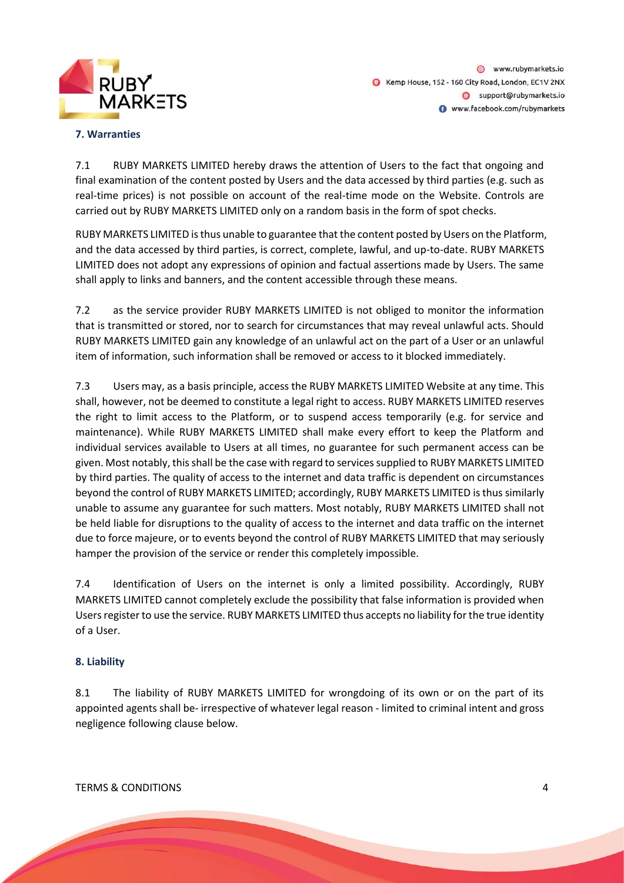### 7. Warranties

7.1 RUBY MARKETS LIMITED hereby draws the attention of Users to the fact that ongoing and final examination of the content posted by Users and the data accessed by third parties (e.g. such as real-time prices) is not possible on account of the real-time mode on the Website. Controls are carried out by RUBY MARKETS LIMITED only on a random basis in the form of spot checks.

RUBY MARKETS LIMITED is thus unable to guarantee that the content posted by Users on the Platform, and the data accessed by third parties, is correct, complete, lawful, and up-to-date. RUBY MARKETS LIMITED does not adopt any expressions of opinion and factual assertions made by Users. The same shall apply to links and banners, and the content accessible through these means.

7.2 as the service provider RUBY MARKETS LIMITED is not obliged to monitor the information that is transmitted or stored, nor to search for circumstances that may reveal unlawful acts. Should RUBY MARKETS LIMITED gain any knowledge of an unlawful act on the part of a User or an unlawful item of information, such information shall be removed or access to it blocked immediately.

7.3 Users may, as a basis principle, access the RUBY MARKETS LIMITED Website at any time. This shall, however, not be deemed to constitute a legal right to access. RUBY MARKETS LIMITED reserves the right to limit access to the Platform, or to suspend access temporarily (e.g. for service and maintenance). While RUBY MARKETS LIMITED shall make every effort to keep the Platform and individual services available to Users at all times, no guarantee for such permanent access can be given. Most notably, this shall be the case with regard to services supplied to RUBY MARKETS LIMITED by third parties. The quality of access to the internet and data traffic is dependent on circumstances beyond the control of RUBY MARKETS LIMITED; accordingly, RUBY MARKETS LIMITED is thus similarly unable to assume any guarantee for such matters. Most notably, RUBY MARKETS LIMITED shall not be held liable for disruptions to the quality of access to the internet and data traffic on the internet due to force majeure, or to events beyond the control of RUBY MARKETS LIMITED that may seriously hamper the provision of the service or render this completely impossible.

7.4 Identification of Users on the internet is only a limited possibility. Accordingly, RUBY MARKETS LIMITED cannot completely exclude the possibility that false information is provided when Users register to use the service. RUBY MARKETS LIMITED thus accepts no liability for the true identity of a User.

### 8. Liability

8.1 The liability of RUBY MARKETS LIMITED for wrongdoing of its own or on the part of its appointed agents shall be- irrespective of whatever legal reason - limited to criminal intent and gross negligence following clause below.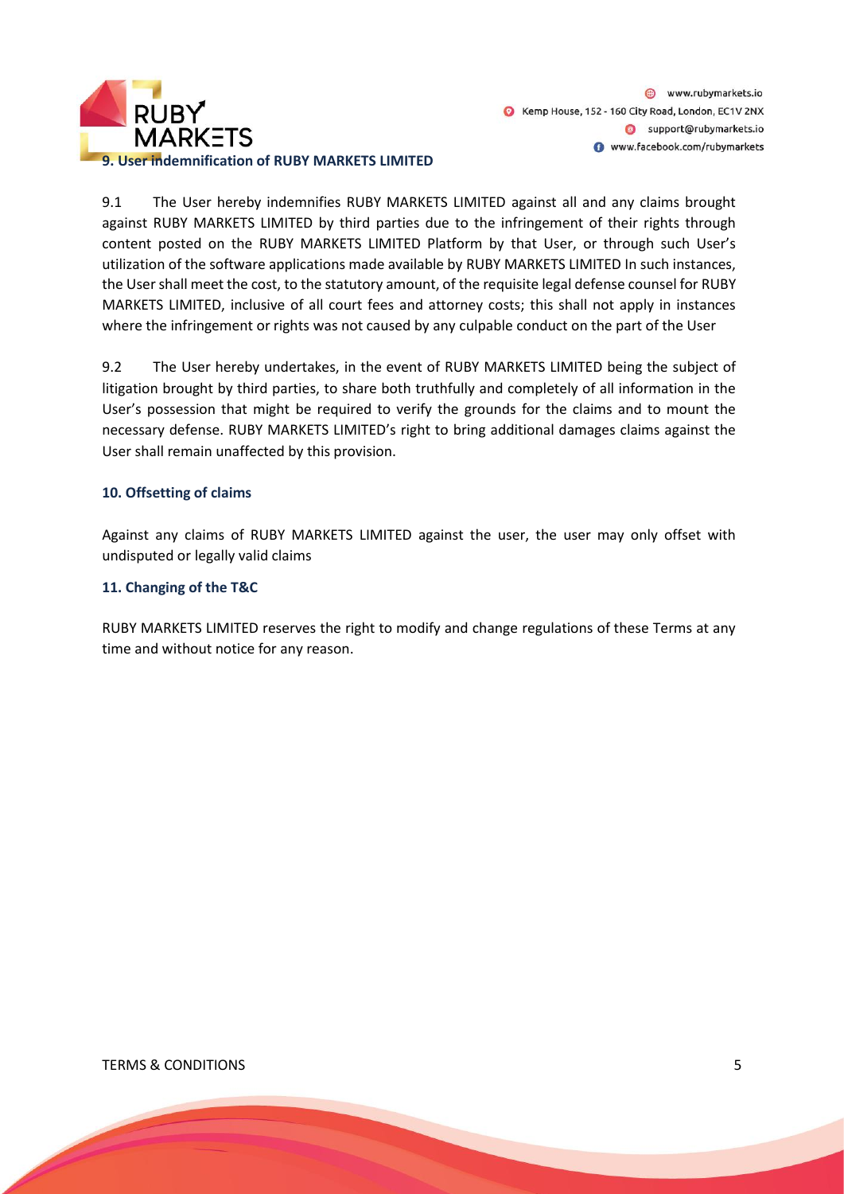## 9. User indemnification of RUBY MARKETS LIMITED

9.1 The User hereby indemnifies RUBY MARKETS LIMITED against all and any claims brought against RUBY MARKETS LIMITED by third parties due to the infringement of their rights through content posted on the RUBY MARKETS LIMITED Platform by that User, or through such User's utilization of the software applications made available by RUBY MARKETS LIMITED In such instances, the User shall meet the cost, to the statutory amount, of the requisite legal defense counsel for RUBY MARKETS LIMITED, inclusive of all court fees and attorney costs; this shall not apply in instances where the infringement or rights was not caused by any culpable conduct on the part of the User

9.2 The User hereby undertakes, in the event of RUBY MARKETS LIMITED being the subject of litigation brought by third parties, to share both truthfully and completely of all information in the User's possession that might be required to verify the grounds for the claims and to mount the necessary defense. RUBY MARKETS LIMITED's right to bring additional damages claims against the User shall remain unaffected by this provision.

## 10. Offsetting of claims

Against any claims of RUBY MARKETS LIMITED against the user, the user may only offset with undisputed or legally valid claims

## 11. Changing of the T&C

RUBY MARKETS LIMITED reserves the right to modify and change regulations of these Terms at any time and without notice for any reason.